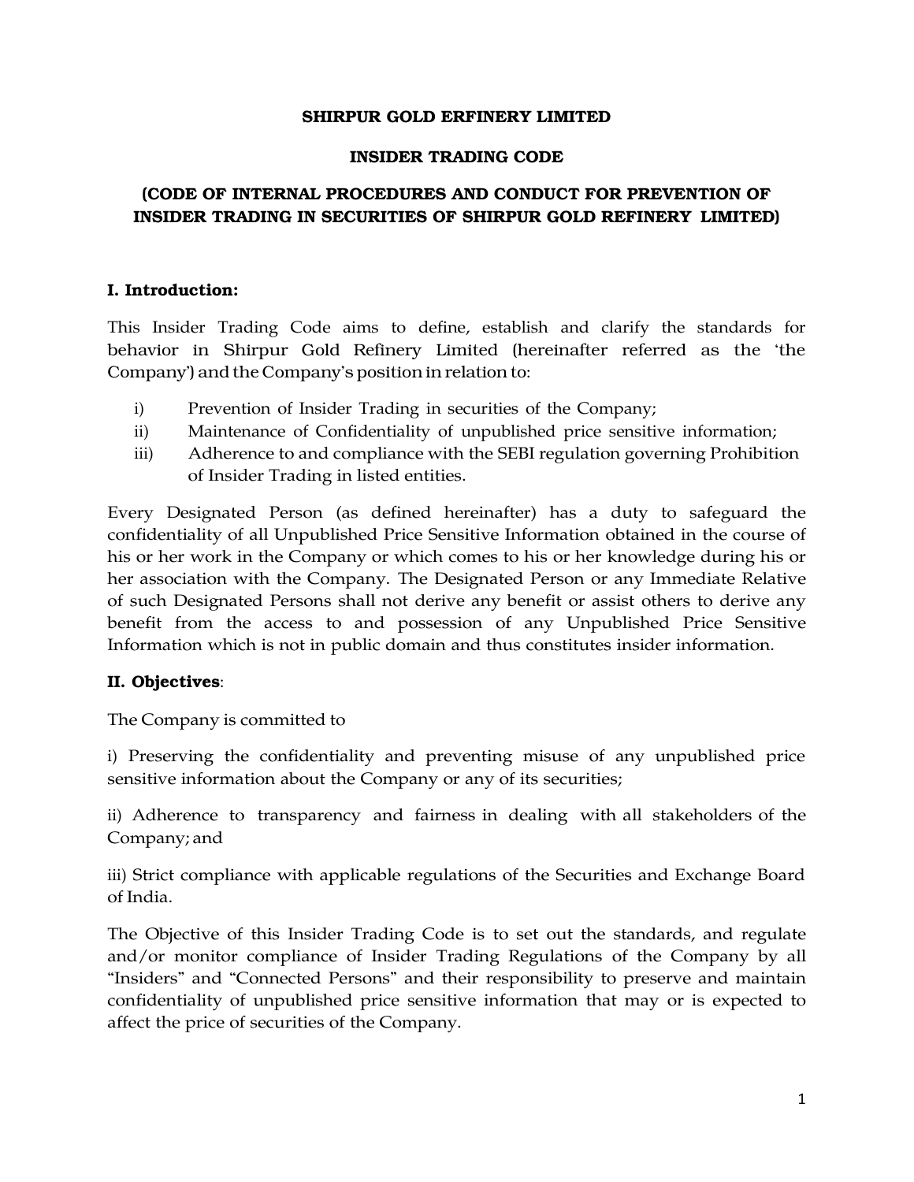**SHIRPUR GOLD ERFINERY LIMITED**

**INSIDER TRADING CODE**

**(CODE OF INTERNAL PROCEDURES AND CONDUCT FOR PREVENTION OF INSIDER TRADING IN SECURITIES OF SHIRPUR GOLD REFINERY LIMITED)**

## I. Introduction:

This Insider Trading Code aims to define, establish and clarify the standards for behavior in Shirpur Gold Refinery Limited (hereinafter referred as the 'the Company') and the Company's position in relation to:

i) Prevention of Insider Trading in securities of the Company;
ii) Maintenance of Confidentiality of unpublished price sensitive information;
iii) Adherence to and compliance with the SEBI regulation governing Prohibition of Insider Trading in listed entities.

Every Designated Person (as defined hereinafter) has a duty to safeguard the confidentiality of all Unpublished Price Sensitive Information obtained in the course of his or her work in the Company or which comes to his or her knowledge during his or her association with the Company. The Designated Person or any Immediate Relative of such Designated Persons shall not derive any benefit or assist others to derive any benefit from the access to and possession of any Unpublished Price Sensitive Information which is not in public domain and thus constitutes insider information.

## II. Objectives:

The Company is committed to

i) Preserving the confidentiality and preventing misuse of any unpublished price sensitive information about the Company or any of its securities;

ii) Adherence to transparency and fairness in dealing with all stakeholders of the Company; and

iii) Strict compliance with applicable regulations of the Securities and Exchange Board of India.

The Objective of this Insider Trading Code is to set out the standards, and regulate and/or monitor compliance of Insider Trading Regulations of the Company by all "Insiders" and "Connected Persons" and their responsibility to preserve and maintain confidentiality of unpublished price sensitive information that may or is expected to affect the price of securities of the Company.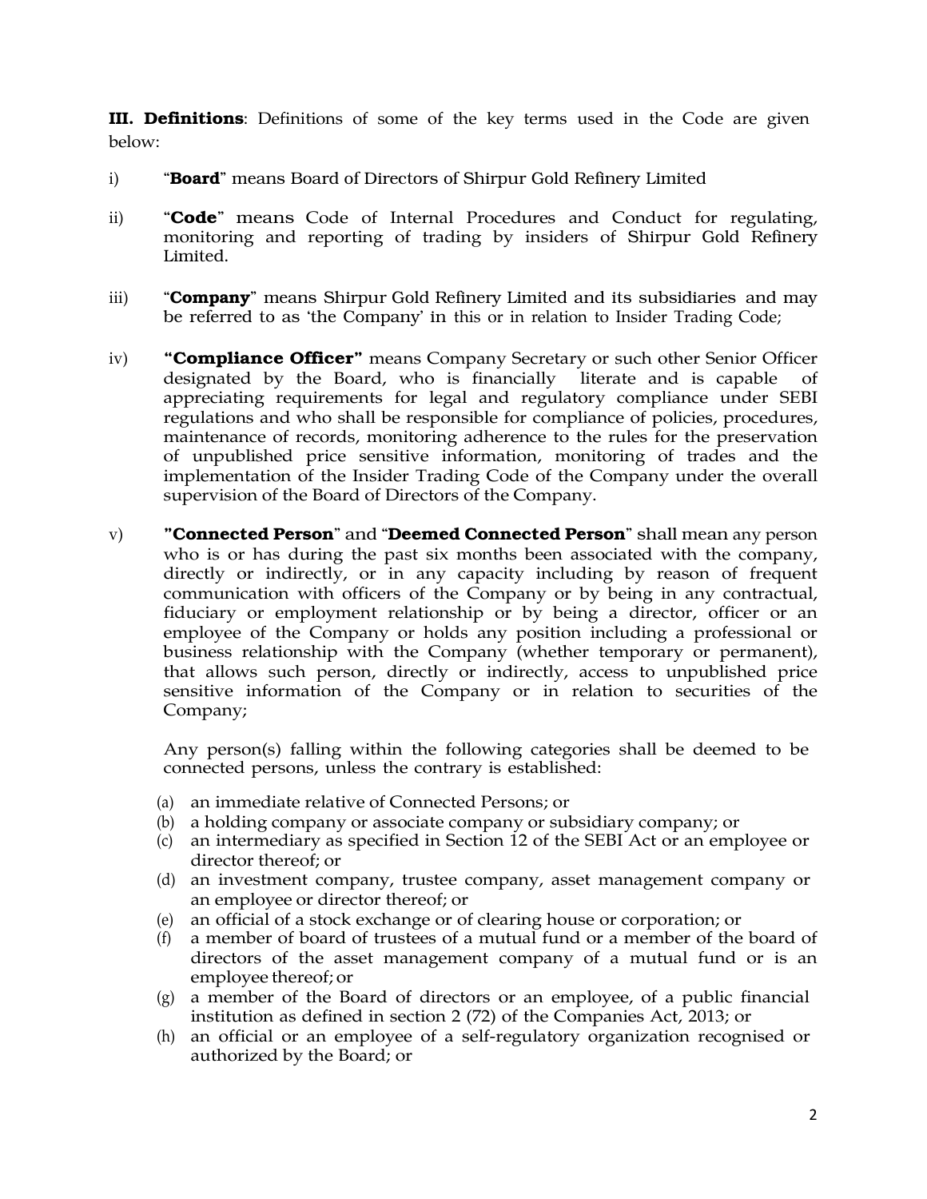**III. Definitions**: Definitions of some of the key terms used in the Code are given below:

i) "**Board**" means Board of Directors of Shirpur Gold Refinery Limited

ii) "**Code**" means Code of Internal Procedures and Conduct for regulating, monitoring and reporting of trading by insiders of Shirpur Gold Refinery Limited.

iii) "**Company**" means Shirpur Gold Refinery Limited and its subsidiaries and may be referred to as 'the Company' in this or in relation to Insider Trading Code;

iv) **"Compliance Officer"** means Company Secretary or such other Senior Officer designated by the Board, who is financially literate and is capable of appreciating requirements for legal and regulatory compliance under SEBI regulations and who shall be responsible for compliance of policies, procedures, maintenance of records, monitoring adherence to the rules for the preservation of unpublished price sensitive information, monitoring of trades and the implementation of the Insider Trading Code of the Company under the overall supervision of the Board of Directors of the Company.

v) **"Connected Person"** and "**Deemed Connected Person**" shall mean any person who is or has during the past six months been associated with the company, directly or indirectly, or in any capacity including by reason of frequent communication with officers of the Company or by being in any contractual, fiduciary or employment relationship or by being a director, officer or an employee of the Company or holds any position including a professional or business relationship with the Company (whether temporary or permanent), that allows such person, directly or indirectly, access to unpublished price sensitive information of the Company or in relation to securities of the Company;

Any person(s) falling within the following categories shall be deemed to be connected persons, unless the contrary is established:

(a) an immediate relative of Connected Persons; or
(b) a holding company or associate company or subsidiary company; or
(c) an intermediary as specified in Section 12 of the SEBI Act or an employee or director thereof; or
(d) an investment company, trustee company, asset management company or an employee or director thereof; or
(e) an official of a stock exchange or of clearing house or corporation; or
(f) a member of board of trustees of a mutual fund or a member of the board of directors of the asset management company of a mutual fund or is an employee thereof; or
(g) a member of the Board of directors or an employee, of a public financial institution as defined in section 2 (72) of the Companies Act, 2013; or
(h) an official or an employee of a self-regulatory organization recognised or authorized by the Board; or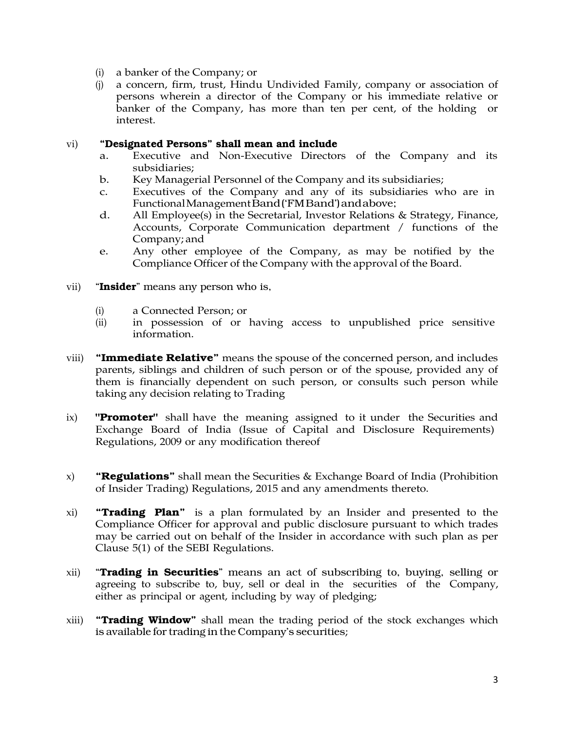(i) a banker of the Company; or

(j) a concern, firm, trust, Hindu Undivided Family, company or association of persons wherein a director of the Company or his immediate relative or banker of the Company, has more than ten per cent, of the holding or interest.

vi) **"Designated Persons" shall mean and include**

a. Executive and Non-Executive Directors of the Company and its subsidiaries;

b. Key Managerial Personnel of the Company and its subsidiaries;

c. Executives of the Company and any of its subsidiaries who are in Functional Management Band ('FM Band') and above;

d. All Employee(s) in the Secretarial, Investor Relations & Strategy, Finance, Accounts, Corporate Communication department / functions of the Company; and

e. Any other employee of the Company, as may be notified by the Compliance Officer of the Company with the approval of the Board.

vii) "**Insider**" means any person who is,

(i) a Connected Person; or

(ii) in possession of or having access to unpublished price sensitive information.

viii) **"Immediate Relative"** means the spouse of the concerned person, and includes parents, siblings and children of such person or of the spouse, provided any of them is financially dependent on such person, or consults such person while taking any decision relating to Trading

ix) **"Promoter"** shall have the meaning assigned to it under the Securities and Exchange Board of India (Issue of Capital and Disclosure Requirements) Regulations, 2009 or any modification thereof

x) **"Regulations"** shall mean the Securities & Exchange Board of India (Prohibition of Insider Trading) Regulations, 2015 and any amendments thereto.

xi) **"Trading Plan"** is a plan formulated by an Insider and presented to the Compliance Officer for approval and public disclosure pursuant to which trades may be carried out on behalf of the Insider in accordance with such plan as per Clause 5(1) of the SEBI Regulations.

xii) "**Trading in Securities**" means an act of subscribing to, buying, selling or agreeing to subscribe to, buy, sell or deal in the securities of the Company, either as principal or agent, including by way of pledging;

xiii) **"Trading Window"** shall mean the trading period of the stock exchanges which is available for trading in the Company's securities;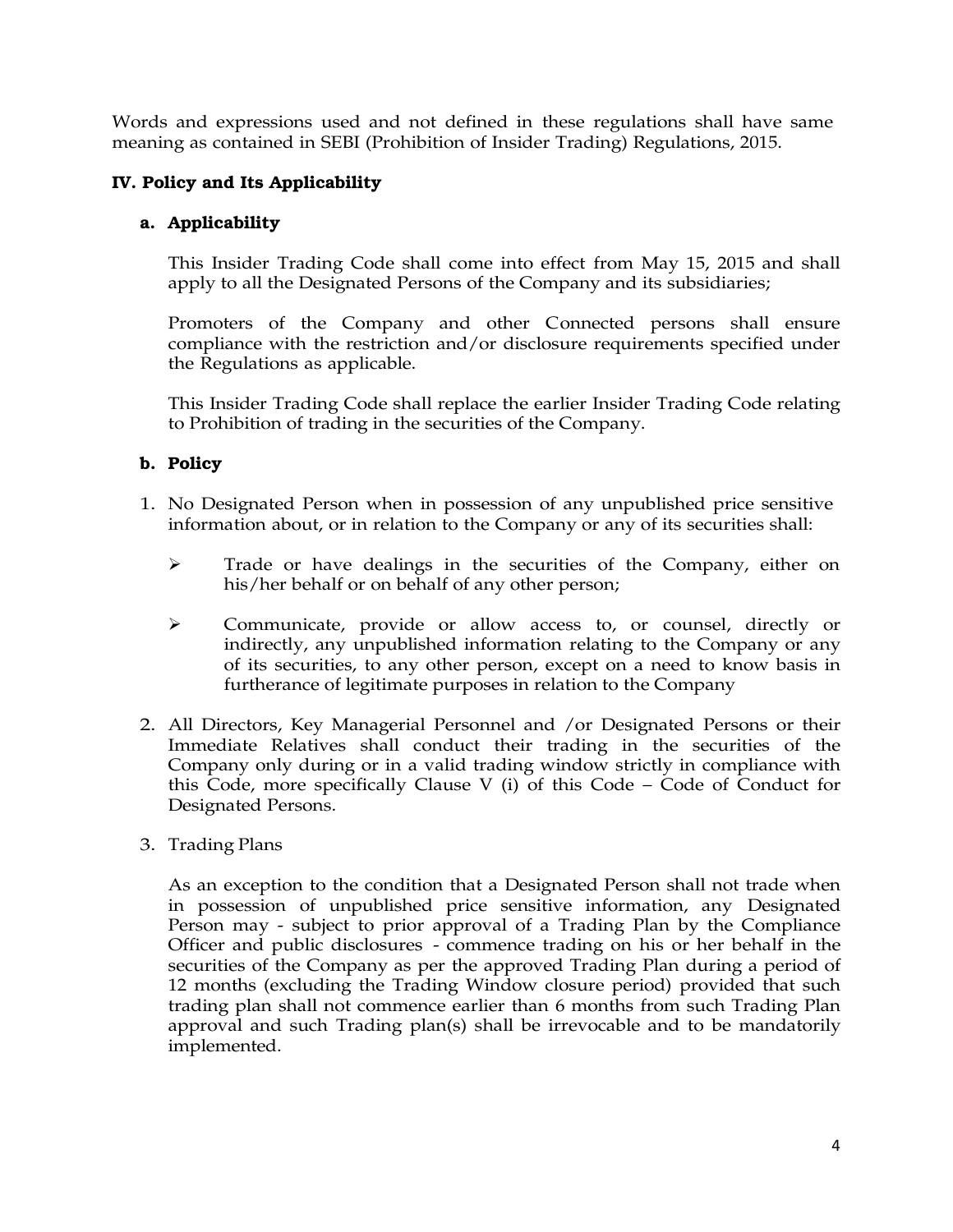Words and expressions used and not defined in these regulations shall have same meaning as contained in SEBI (Prohibition of Insider Trading) Regulations, 2015.

## IV. Policy and Its Applicability

### a. Applicability

This Insider Trading Code shall come into effect from May 15, 2015 and shall apply to all the Designated Persons of the Company and its subsidiaries;

Promoters of the Company and other Connected persons shall ensure compliance with the restriction and/or disclosure requirements specified under the Regulations as applicable.

This Insider Trading Code shall replace the earlier Insider Trading Code relating to Prohibition of trading in the securities of the Company.

### b. Policy

1. No Designated Person when in possession of any unpublished price sensitive information about, or in relation to the Company or any of its securities shall:

   - Trade or have dealings in the securities of the Company, either on his/her behalf or on behalf of any other person;

   - Communicate, provide or allow access to, or counsel, directly or indirectly, any unpublished information relating to the Company or any of its securities, to any other person, except on a need to know basis in furtherance of legitimate purposes in relation to the Company

2. All Directors, Key Managerial Personnel and /or Designated Persons or their Immediate Relatives shall conduct their trading in the securities of the Company only during or in a valid trading window strictly in compliance with this Code, more specifically Clause V (i) of this Code – Code of Conduct for Designated Persons.

3. Trading Plans

   As an exception to the condition that a Designated Person shall not trade when in possession of unpublished price sensitive information, any Designated Person may - subject to prior approval of a Trading Plan by the Compliance Officer and public disclosures - commence trading on his or her behalf in the securities of the Company as per the approved Trading Plan during a period of 12 months (excluding the Trading Window closure period) provided that such trading plan shall not commence earlier than 6 months from such Trading Plan approval and such Trading plan(s) shall be irrevocable and to be mandatorily implemented.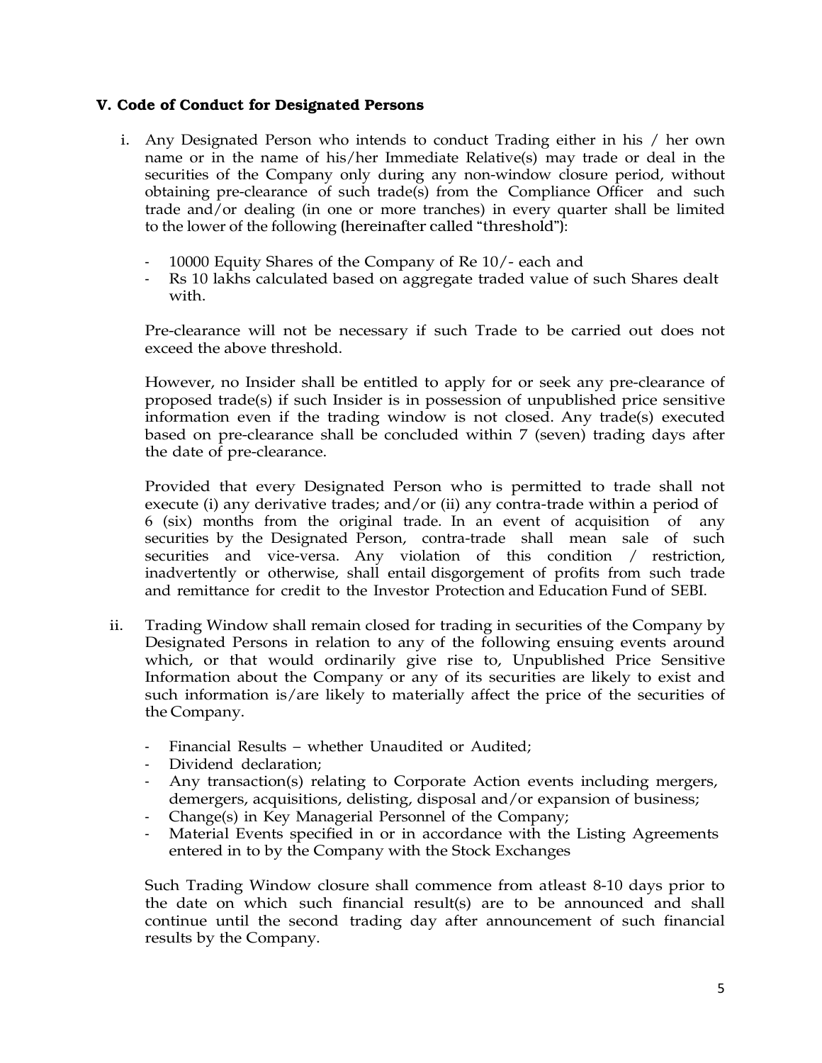### V. Code of Conduct for Designated Persons

i. Any Designated Person who intends to conduct Trading either in his / her own name or in the name of his/her Immediate Relative(s) may trade or deal in the securities of the Company only during any non-window closure period, without obtaining pre-clearance of such trade(s) from the Compliance Officer and such trade and/or dealing (in one or more tranches) in every quarter shall be limited to the lower of the following (hereinafter called "threshold"):

   - 10000 Equity Shares of the Company of Re 10/- each and
   - Rs 10 lakhs calculated based on aggregate traded value of such Shares dealt with.

   Pre-clearance will not be necessary if such Trade to be carried out does not exceed the above threshold.

   However, no Insider shall be entitled to apply for or seek any pre-clearance of proposed trade(s) if such Insider is in possession of unpublished price sensitive information even if the trading window is not closed. Any trade(s) executed based on pre-clearance shall be concluded within 7 (seven) trading days after the date of pre-clearance.

   Provided that every Designated Person who is permitted to trade shall not execute (i) any derivative trades; and/or (ii) any contra-trade within a period of 6 (six) months from the original trade. In an event of acquisition of any securities by the Designated Person, contra-trade shall mean sale of such securities and vice-versa. Any violation of this condition / restriction, inadvertently or otherwise, shall entail disgorgement of profits from such trade and remittance for credit to the Investor Protection and Education Fund of SEBI.

ii. Trading Window shall remain closed for trading in securities of the Company by Designated Persons in relation to any of the following ensuing events around which, or that would ordinarily give rise to, Unpublished Price Sensitive Information about the Company or any of its securities are likely to exist and such information is/are likely to materially affect the price of the securities of the Company.

   - Financial Results – whether Unaudited or Audited;
   - Dividend declaration;
   - Any transaction(s) relating to Corporate Action events including mergers, demergers, acquisitions, delisting, disposal and/or expansion of business;
   - Change(s) in Key Managerial Personnel of the Company;
   - Material Events specified in or in accordance with the Listing Agreements entered in to by the Company with the Stock Exchanges

   Such Trading Window closure shall commence from atleast 8-10 days prior to the date on which such financial result(s) are to be announced and shall continue until the second trading day after announcement of such financial results by the Company.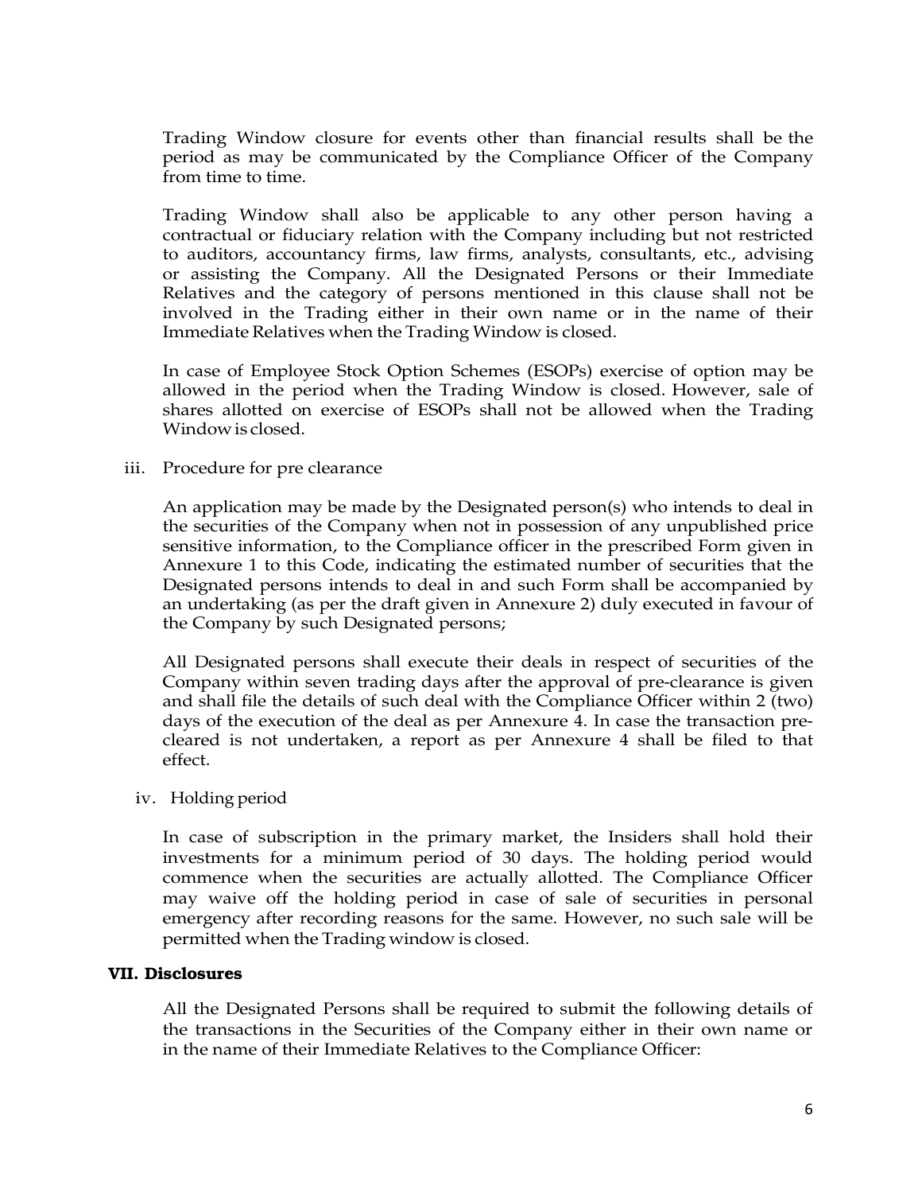Trading Window closure for events other than financial results shall be the period as may be communicated by the Compliance Officer of the Company from time to time.

Trading Window shall also be applicable to any other person having a contractual or fiduciary relation with the Company including but not restricted to auditors, accountancy firms, law firms, analysts, consultants, etc., advising or assisting the Company. All the Designated Persons or their Immediate Relatives and the category of persons mentioned in this clause shall not be involved in the Trading either in their own name or in the name of their Immediate Relatives when the Trading Window is closed.

In case of Employee Stock Option Schemes (ESOPs) exercise of option may be allowed in the period when the Trading Window is closed. However, sale of shares allotted on exercise of ESOPs shall not be allowed when the Trading Window is closed.

iii. Procedure for pre clearance

An application may be made by the Designated person(s) who intends to deal in the securities of the Company when not in possession of any unpublished price sensitive information, to the Compliance officer in the prescribed Form given in Annexure 1 to this Code, indicating the estimated number of securities that the Designated persons intends to deal in and such Form shall be accompanied by an undertaking (as per the draft given in Annexure 2) duly executed in favour of the Company by such Designated persons;

All Designated persons shall execute their deals in respect of securities of the Company within seven trading days after the approval of pre-clearance is given and shall file the details of such deal with the Compliance Officer within 2 (two) days of the execution of the deal as per Annexure 4. In case the transaction pre-cleared is not undertaken, a report as per Annexure 4 shall be filed to that effect.

iv. Holding period

In case of subscription in the primary market, the Insiders shall hold their investments for a minimum period of 30 days. The holding period would commence when the securities are actually allotted. The Compliance Officer may waive off the holding period in case of sale of securities in personal emergency after recording reasons for the same. However, no such sale will be permitted when the Trading window is closed.

**VII. Disclosures**

All the Designated Persons shall be required to submit the following details of the transactions in the Securities of the Company either in their own name or in the name of their Immediate Relatives to the Compliance Officer: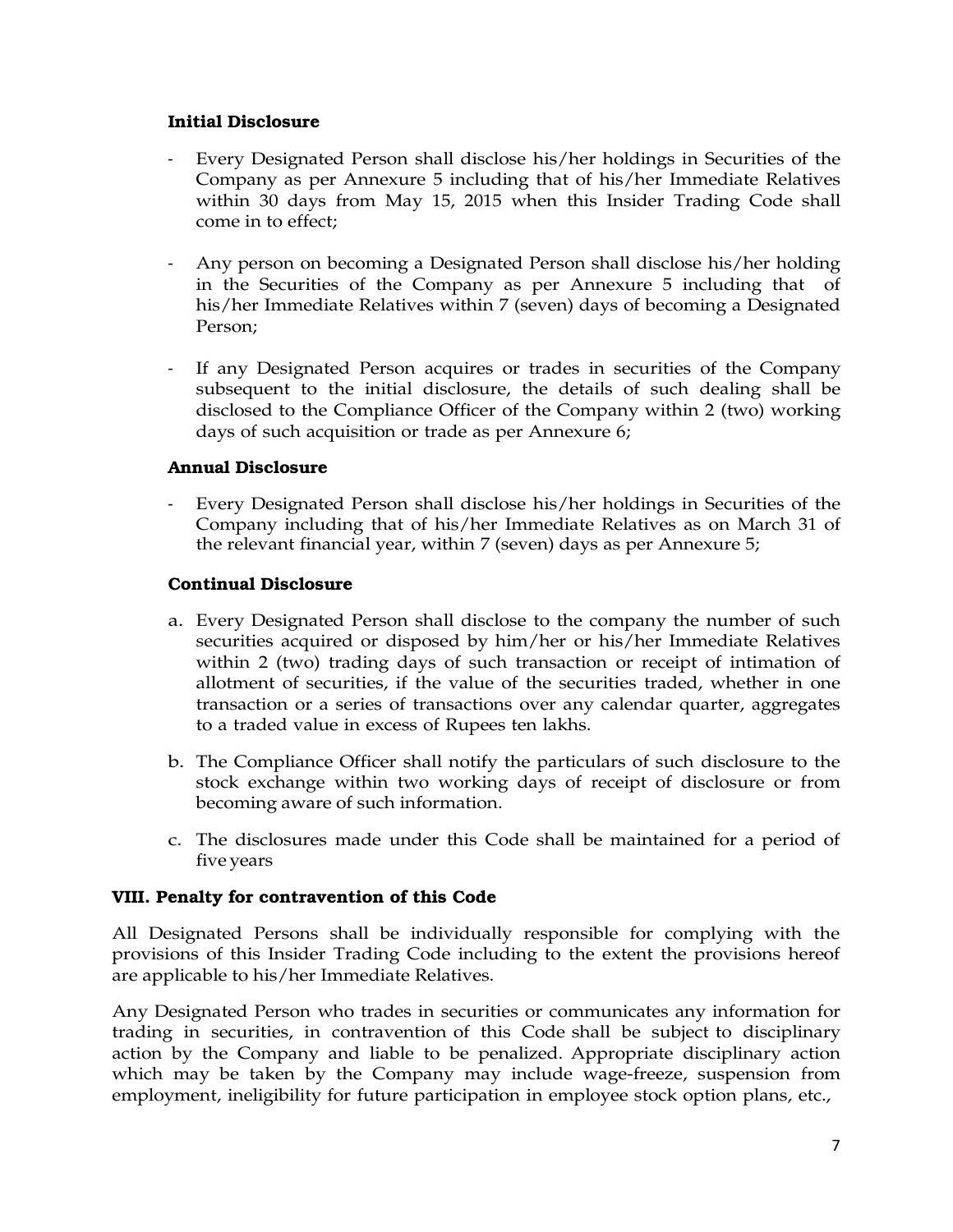### Initial Disclosure

- Every Designated Person shall disclose his/her holdings in Securities of the Company as per Annexure 5 including that of his/her Immediate Relatives within 30 days from May 15, 2015 when this Insider Trading Code shall come in to effect;

- Any person on becoming a Designated Person shall disclose his/her holding in the Securities of the Company as per Annexure 5 including that of his/her Immediate Relatives within 7 (seven) days of becoming a Designated Person;

- If any Designated Person acquires or trades in securities of the Company subsequent to the initial disclosure, the details of such dealing shall be disclosed to the Compliance Officer of the Company within 2 (two) working days of such acquisition or trade as per Annexure 6;

### Annual Disclosure

- Every Designated Person shall disclose his/her holdings in Securities of the Company including that of his/her Immediate Relatives as on March 31 of the relevant financial year, within 7 (seven) days as per Annexure 5;

### Continual Disclosure

a. Every Designated Person shall disclose to the company the number of such securities acquired or disposed by him/her or his/her Immediate Relatives within 2 (two) trading days of such transaction or receipt of intimation of allotment of securities, if the value of the securities traded, whether in one transaction or a series of transactions over any calendar quarter, aggregates to a traded value in excess of Rupees ten lakhs.

b. The Compliance Officer shall notify the particulars of such disclosure to the stock exchange within two working days of receipt of disclosure or from becoming aware of such information.

c. The disclosures made under this Code shall be maintained for a period of five years

## VIII. Penalty for contravention of this Code

All Designated Persons shall be individually responsible for complying with the provisions of this Insider Trading Code including to the extent the provisions hereof are applicable to his/her Immediate Relatives.

Any Designated Person who trades in securities or communicates any information for trading in securities, in contravention of this Code shall be subject to disciplinary action by the Company and liable to be penalized. Appropriate disciplinary action which may be taken by the Company may include wage-freeze, suspension from employment, ineligibility for future participation in employee stock option plans, etc.,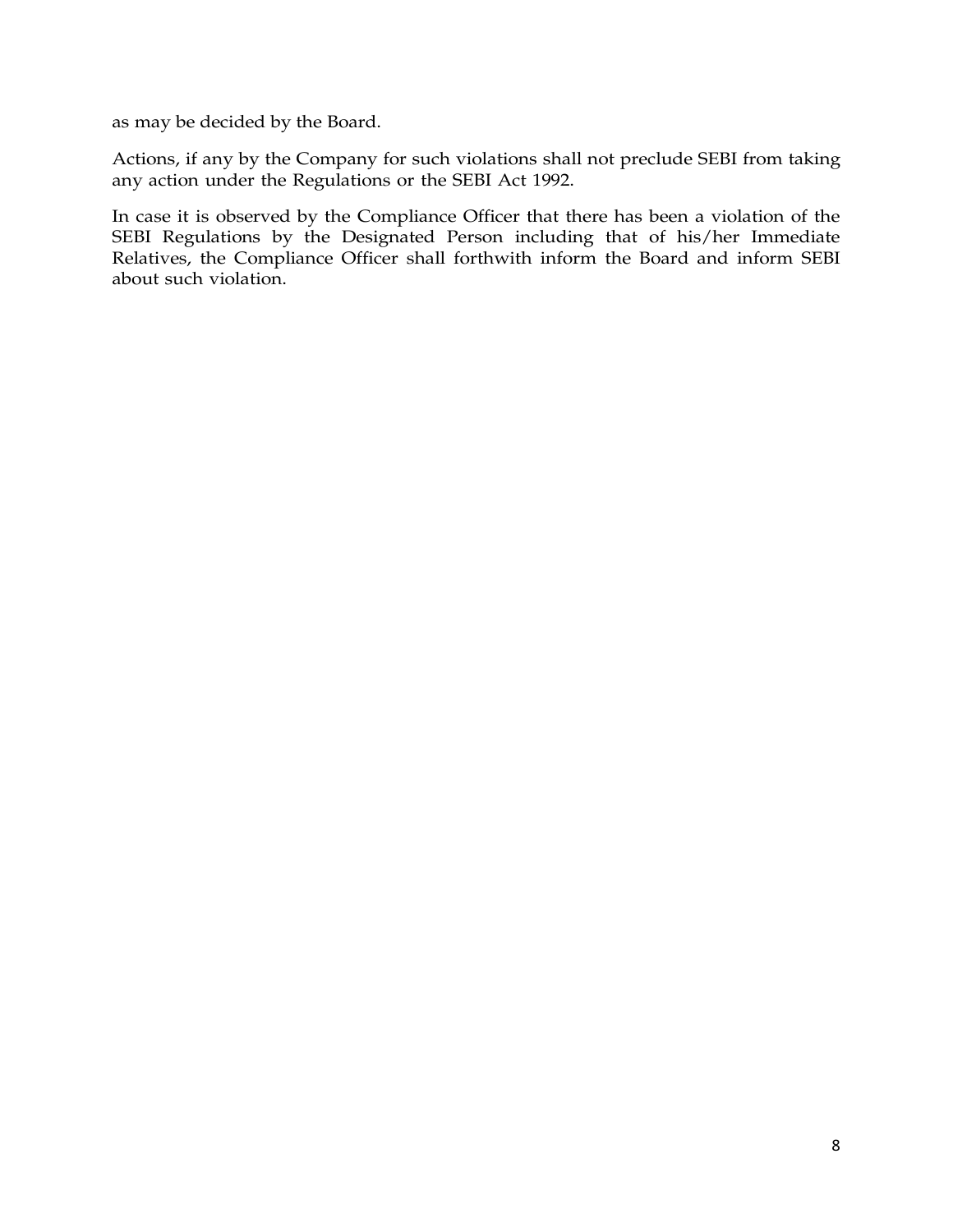as may be decided by the Board.

Actions, if any by the Company for such violations shall not preclude SEBI from taking any action under the Regulations or the SEBI Act 1992.

In case it is observed by the Compliance Officer that there has been a violation of the SEBI Regulations by the Designated Person including that of his/her Immediate Relatives, the Compliance Officer shall forthwith inform the Board and inform SEBI about such violation.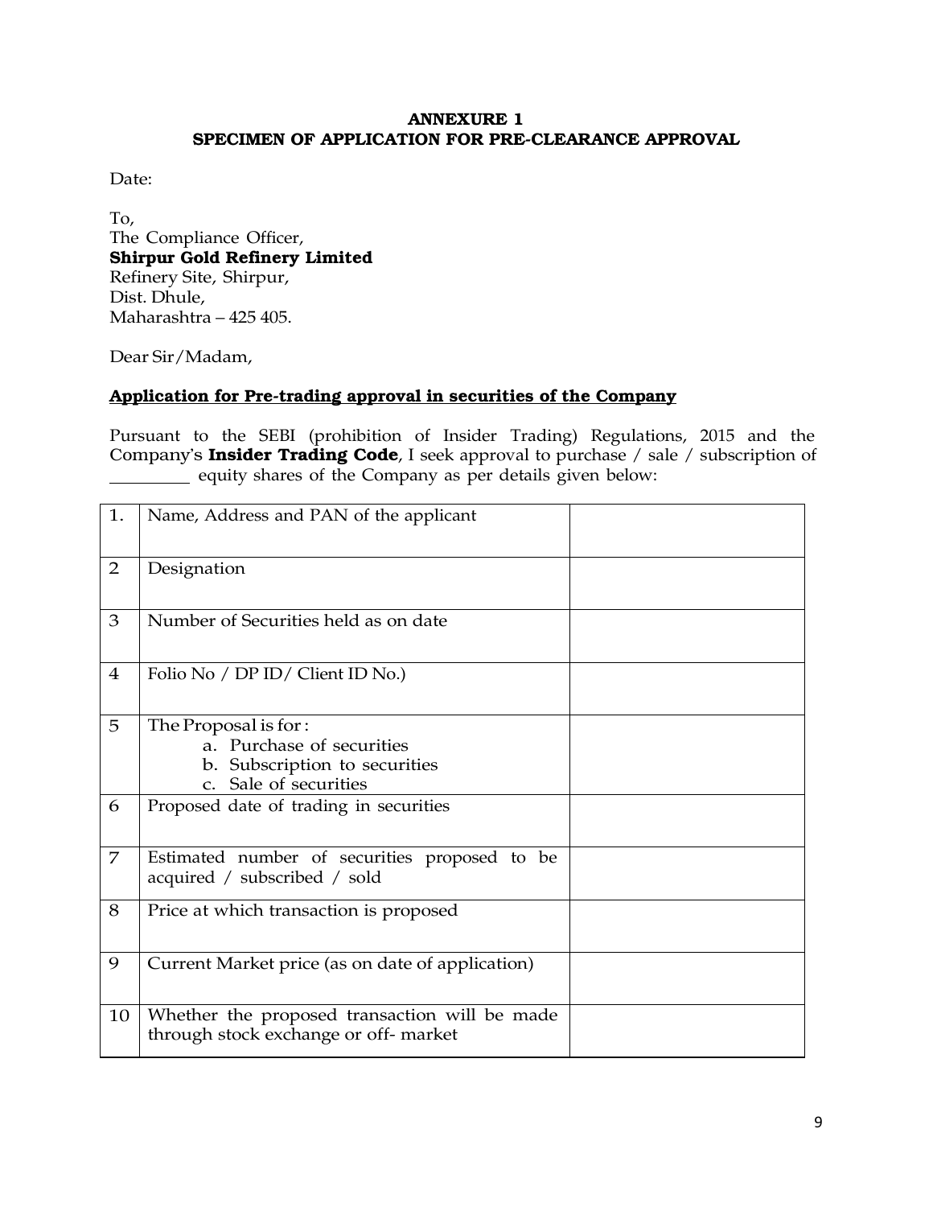**ANNEXURE 1**
**SPECIMEN OF APPLICATION FOR PRE-CLEARANCE APPROVAL**

Date:

To,
The Compliance Officer,
**Shirpur Gold Refinery Limited**
Refinery Site, Shirpur,
Dist. Dhule,
Maharashtra – 425 405.

Dear Sir/Madam,

**Application for Pre-trading approval in securities of the Company**

Pursuant to the SEBI (prohibition of Insider Trading) Regulations, 2015 and the Company's **Insider Trading Code**, I seek approval to purchase / sale / subscription of _________ equity shares of the Company as per details given below:

| | | |
|---|---|---|
| 1. | Name, Address and PAN of the applicant | |
| 2 | Designation | |
| 3 | Number of Securities held as on date | |
| 4 | Folio No / DP ID/ Client ID No.) | |
| 5 | The Proposal is for :<br>a. Purchase of securities<br>b. Subscription to securities<br>c. Sale of securities | |
| 6 | Proposed date of trading in securities | |
| 7 | Estimated number of securities proposed to be acquired / subscribed / sold | |
| 8 | Price at which transaction is proposed | |
| 9 | Current Market price (as on date of application) | |
| 10 | Whether the proposed transaction will be made through stock exchange or off- market | |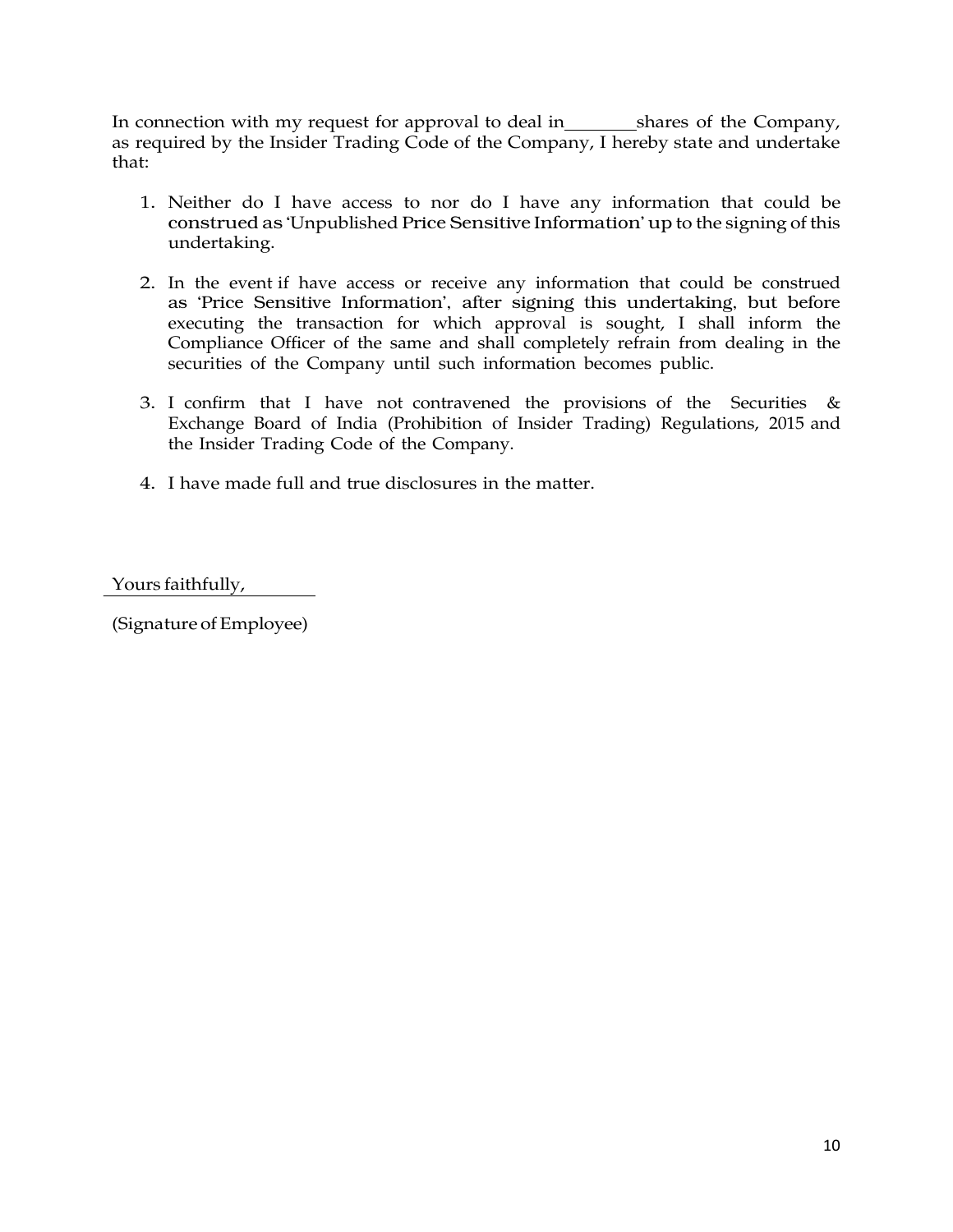In connection with my request for approval to deal in________shares of the Company, as required by the Insider Trading Code of the Company, I hereby state and undertake that:

1. Neither do I have access to nor do I have any information that could be construed as 'Unpublished Price Sensitive Information' up to the signing of this undertaking.

2. In the event if have access or receive any information that could be construed as 'Price Sensitive Information', after signing this undertaking, but before executing the transaction for which approval is sought, I shall inform the Compliance Officer of the same and shall completely refrain from dealing in the securities of the Company until such information becomes public.

3. I confirm that I have not contravened the provisions of the Securities & Exchange Board of India (Prohibition of Insider Trading) Regulations, 2015 and the Insider Trading Code of the Company.

4. I have made full and true disclosures in the matter.

Yours faithfully,

(Signature of Employee)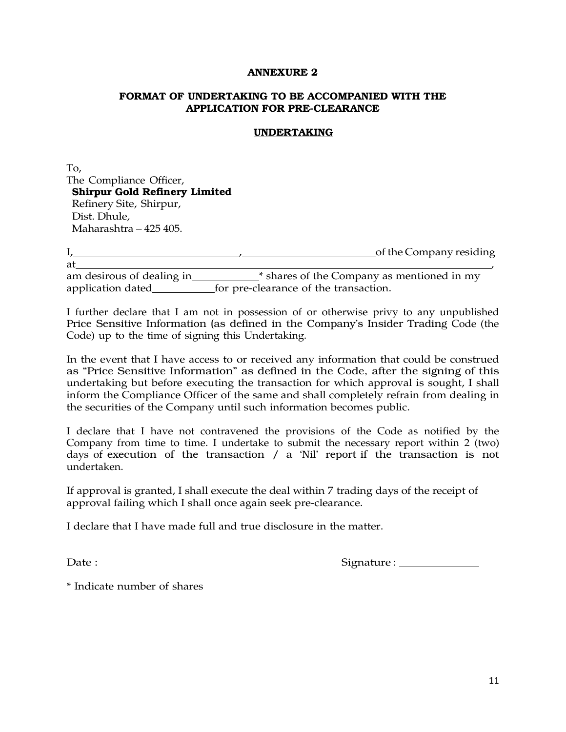**ANNEXURE 2**

**FORMAT OF UNDERTAKING TO BE ACCOMPANIED WITH THE APPLICATION FOR PRE-CLEARANCE**

**UNDERTAKING**

To,
The Compliance Officer,
**Shirpur Gold Refinery Limited**
Refinery Site, Shirpur,
Dist. Dhule,
Maharashtra – 425 405.

I,______________________________,________________________of the Company residing at______________________________________________________________________, am desirous of dealing in____________* shares of the Company as mentioned in my application dated___________for pre-clearance of the transaction.

I further declare that I am not in possession of or otherwise privy to any unpublished Price Sensitive Information (as defined in the Company's Insider Trading Code (the Code) up to the time of signing this Undertaking.

In the event that I have access to or received any information that could be construed as "Price Sensitive Information" as defined in the Code, after the signing of this undertaking but before executing the transaction for which approval is sought, I shall inform the Compliance Officer of the same and shall completely refrain from dealing in the securities of the Company until such information becomes public.

I declare that I have not contravened the provisions of the Code as notified by the Company from time to time. I undertake to submit the necessary report within 2 (two) days of execution of the transaction / a 'Nil' report if the transaction is not undertaken.

If approval is granted, I shall execute the deal within 7 trading days of the receipt of approval failing which I shall once again seek pre-clearance.

I declare that I have made full and true disclosure in the matter.

Date : Signature : ______________

* Indicate number of shares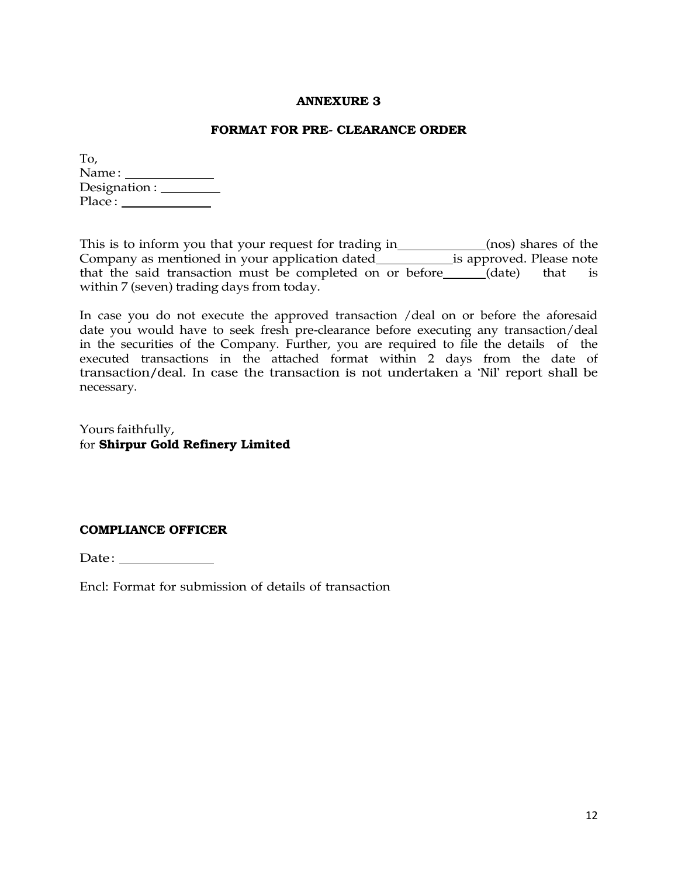## ANNEXURE 3

### FORMAT FOR PRE- CLEARANCE ORDER

To,
Name : _____________
Designation : _________
Place : _____________

This is to inform you that your request for trading in_____________(nos) shares of the Company as mentioned in your application dated___________is approved. Please note that the said transaction must be completed on or before______(date) that is within 7 (seven) trading days from today.

In case you do not execute the approved transaction /deal on or before the aforesaid date you would have to seek fresh pre-clearance before executing any transaction/deal in the securities of the Company. Further, you are required to file the details of the executed transactions in the attached format within 2 days from the date of transaction/deal. In case the transaction is not undertaken a 'Nil' report shall be necessary.

Yours faithfully,
for **Shirpur Gold Refinery Limited**

**COMPLIANCE OFFICER**

Date : ______________

Encl: Format for submission of details of transaction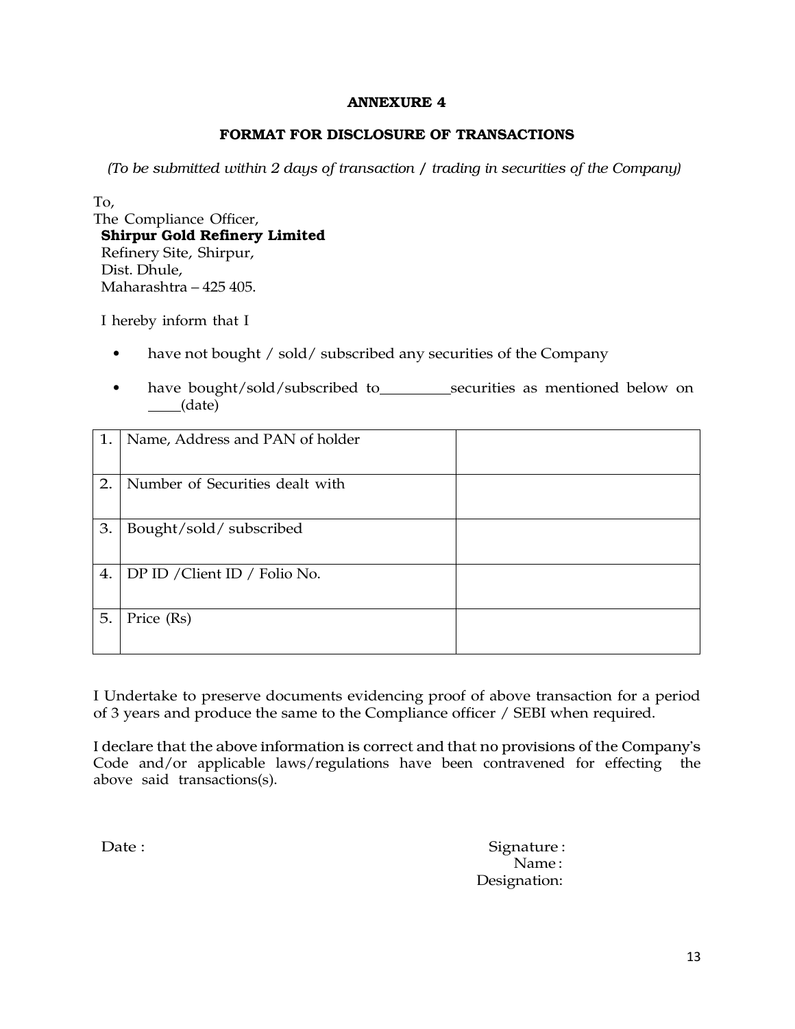## ANNEXURE 4

### FORMAT FOR DISCLOSURE OF TRANSACTIONS

*(To be submitted within 2 days of transaction / trading in securities of the Company)*

To,
The Compliance Officer,
**Shirpur Gold Refinery Limited**
Refinery Site, Shirpur,
Dist. Dhule,
Maharashtra – 425 405.

I hereby inform that I

- have not bought / sold/ subscribed any securities of the Company
- have bought/sold/subscribed to__________securities as mentioned below on ____(date)

| | | |
|---|---|---|
| 1. | Name, Address and PAN of holder | |
| 2. | Number of Securities dealt with | |
| 3. | Bought/sold/ subscribed | |
| 4. | DP ID /Client ID / Folio No. | |
| 5. | Price (Rs) | |

I Undertake to preserve documents evidencing proof of above transaction for a period of 3 years and produce the same to the Compliance officer / SEBI when required.

I declare that the above information is correct and that no provisions of the Company's Code and/or applicable laws/regulations have been contravened for effecting the above said transactions(s).

Date :

Signature :
Name :
Designation: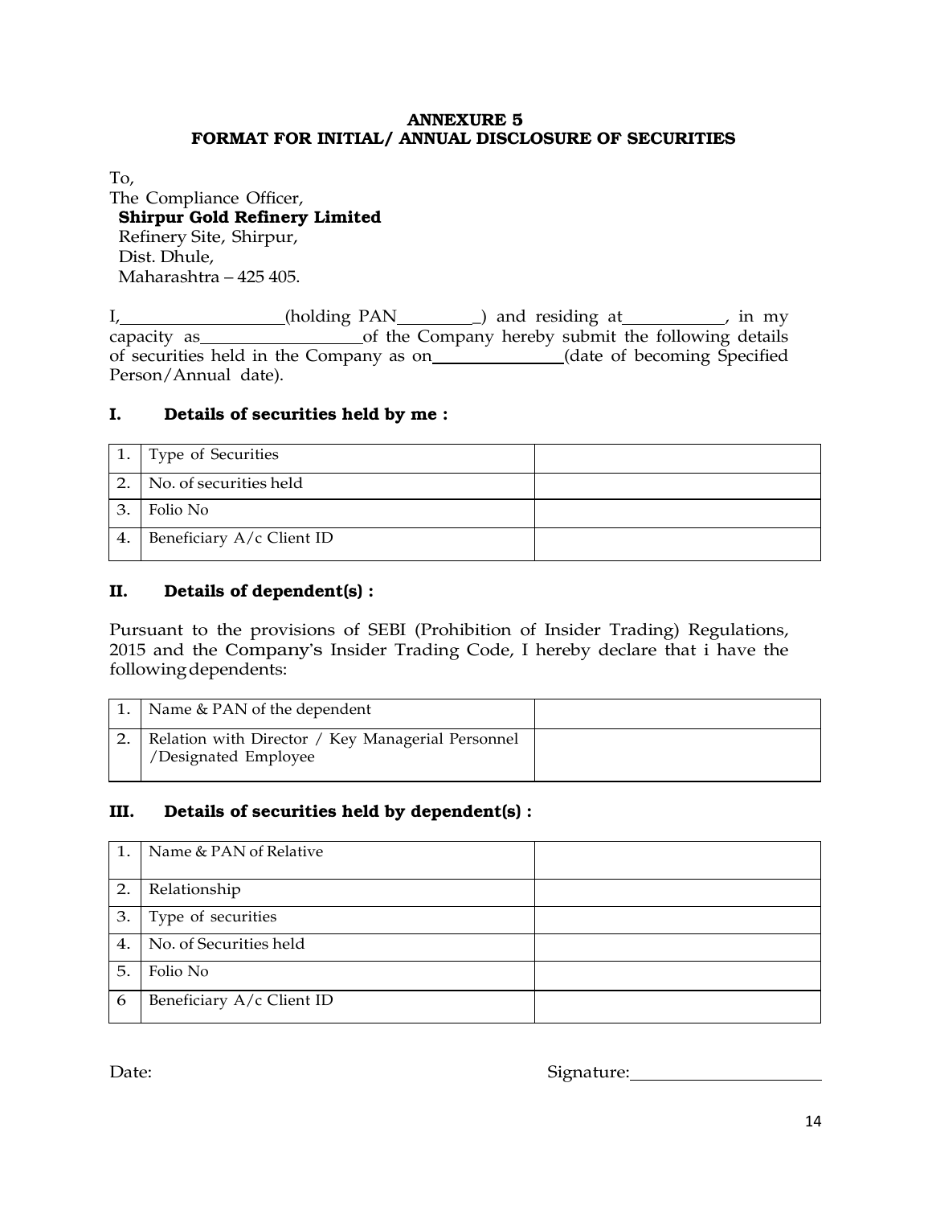**ANNEXURE 5**
**FORMAT FOR INITIAL/ ANNUAL DISCLOSURE OF SECURITIES**

To,
The Compliance Officer,
**Shirpur Gold Refinery Limited**
Refinery Site, Shirpur,
Dist. Dhule,
Maharashtra – 425 405.

I,\_\_\_\_\_\_\_\_\_\_\_\_\_\_\_\_\_\_(holding PAN\_\_\_\_\_\_\_\_\_) and residing at\_\_\_\_\_\_\_\_\_\_\_, in my capacity as\_\_\_\_\_\_\_\_\_\_\_\_\_\_\_\_\_\_of the Company hereby submit the following details of securities held in the Company as on\_\_\_\_\_\_\_\_\_\_\_\_\_\_(date of becoming Specified Person/Annual date).

### I. Details of securities held by me :

| | | |
|---|---|---|
| 1. | Type of Securities | |
| 2. | No. of securities held | |
| 3. | Folio No | |
| 4. | Beneficiary A/c Client ID | |

### II. Details of dependent(s) :

Pursuant to the provisions of SEBI (Prohibition of Insider Trading) Regulations, 2015 and the Company's Insider Trading Code, I hereby declare that i have the following dependents:

| | | |
|---|---|---|
| 1. | Name & PAN of the dependent | |
| 2. | Relation with Director / Key Managerial Personnel /Designated Employee | |

### III. Details of securities held by dependent(s) :

| | | |
|---|---|---|
| 1. | Name & PAN of Relative | |
| 2. | Relationship | |
| 3. | Type of securities | |
| 4. | No. of Securities held | |
| 5. | Folio No | |
| 6 | Beneficiary A/c Client ID | |

Date: Signature:\_\_\_\_\_\_\_\_\_\_\_\_\_\_\_\_\_\_\_\_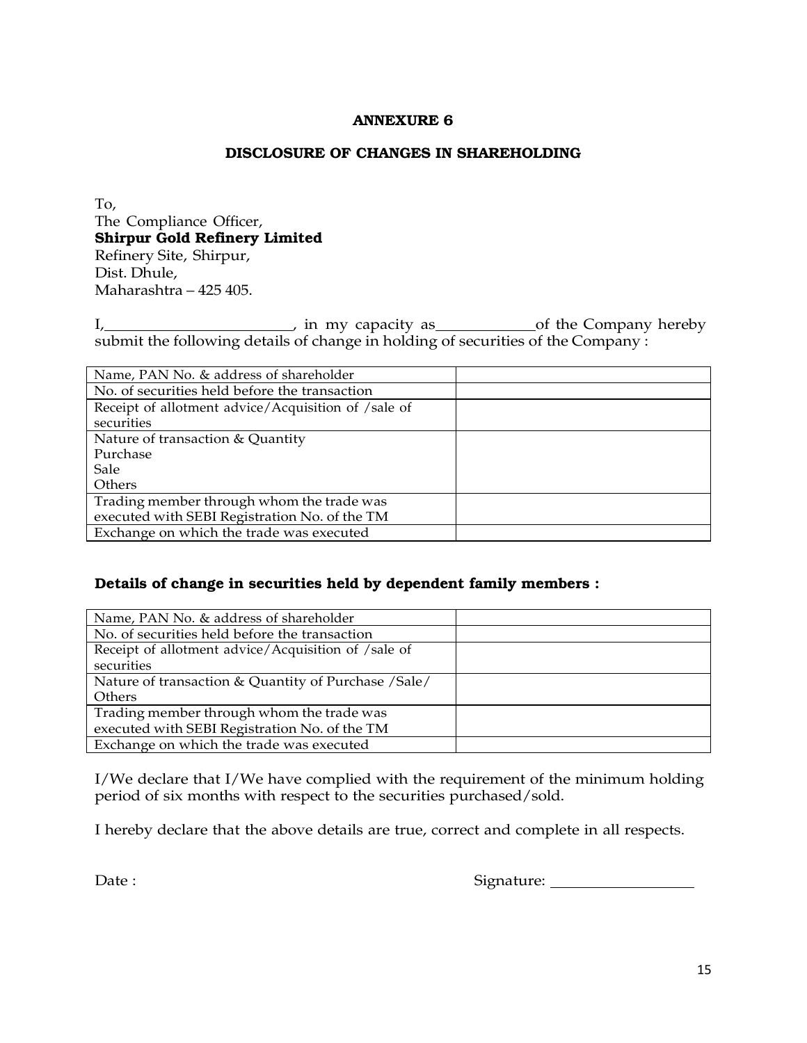**ANNEXURE 6**

**DISCLOSURE OF CHANGES IN SHAREHOLDING**

To,
The Compliance Officer,
**Shirpur Gold Refinery Limited**
Refinery Site, Shirpur,
Dist. Dhule,
Maharashtra – 425 405.

I,________________________, in my capacity as____________of the Company hereby submit the following details of change in holding of securities of the Company :

| | |
|---|---|
| Name, PAN No. & address of shareholder | |
| No. of securities held before the transaction | |
| Receipt of allotment advice/Acquisition of /sale of securities | |
| Nature of transaction & Quantity<br>Purchase<br>Sale<br>Others | |
| Trading member through whom the trade was executed with SEBI Registration No. of the TM | |
| Exchange on which the trade was executed | |

**Details of change in securities held by dependent family members :**

| | |
|---|---|
| Name, PAN No. & address of shareholder | |
| No. of securities held before the transaction | |
| Receipt of allotment advice/Acquisition of /sale of securities | |
| Nature of transaction & Quantity of Purchase /Sale/ Others | |
| Trading member through whom the trade was executed with SEBI Registration No. of the TM | |
| Exchange on which the trade was executed | |

I/We declare that I/We have complied with the requirement of the minimum holding period of six months with respect to the securities purchased/sold.

I hereby declare that the above details are true, correct and complete in all respects.

Date : Signature: __________________